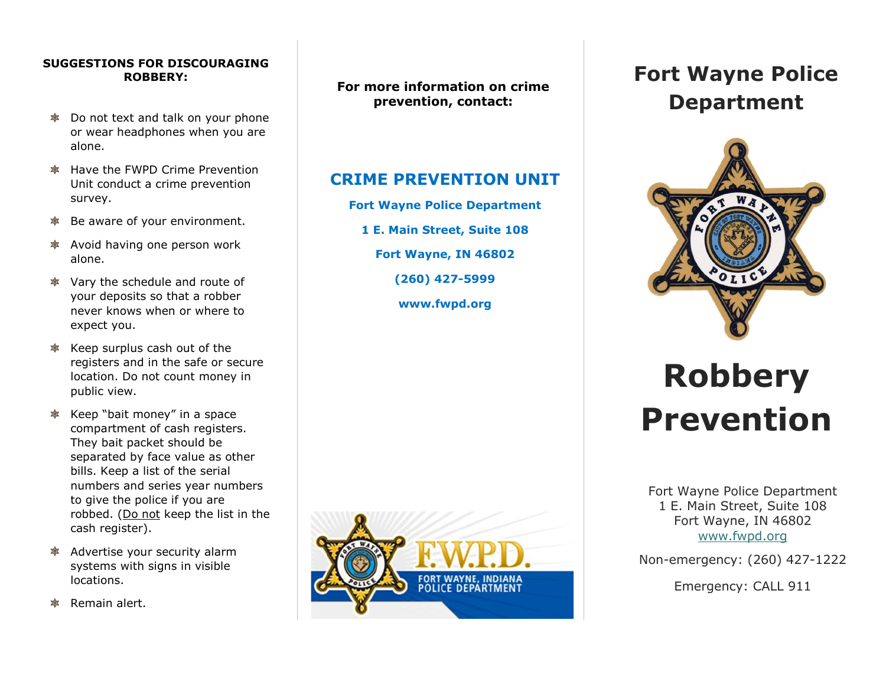**SUGGESTIONS FOR DISCOURAGING ROBBERY:**

- Do not text and talk on your phone or wear headphones when you are alone.
- Have the FWPD Crime Prevention Unit conduct a crime prevention survey.
- Be aware of your environment.
- Avoid having one person work alone.
- Vary the schedule and route of your deposits so that a robber never knows when or where to expect you.
- Keep surplus cash out of the registers and in the safe or secure location. Do not count money in public view.
- Keep "bait money" in a space compartment of cash registers. They bait packet should be separated by face value as other bills. Keep a list of the serial numbers and series year numbers to give the police if you are robbed. (Do not keep the list in the cash register).
- Advertise your security alarm systems with signs in visible locations.
- Remain alert.

**For more information on crime prevention, contact:**

## CRIME PREVENTION UNIT

**Fort Wayne Police Department**

**1 E. Main Street, Suite 108**

**Fort Wayne, IN 46802**

**(260) 427-5999**

**www.fwpd.org**

F.W.P.D.
FORT WAYNE, INDIANA
POLICE DEPARTMENT

# Fort Wayne Police Department

# Robbery Prevention

Fort Wayne Police Department
1 E. Main Street, Suite 108
Fort Wayne, IN 46802
www.fwpd.org

Non-emergency: (260) 427-1222

Emergency: CALL 911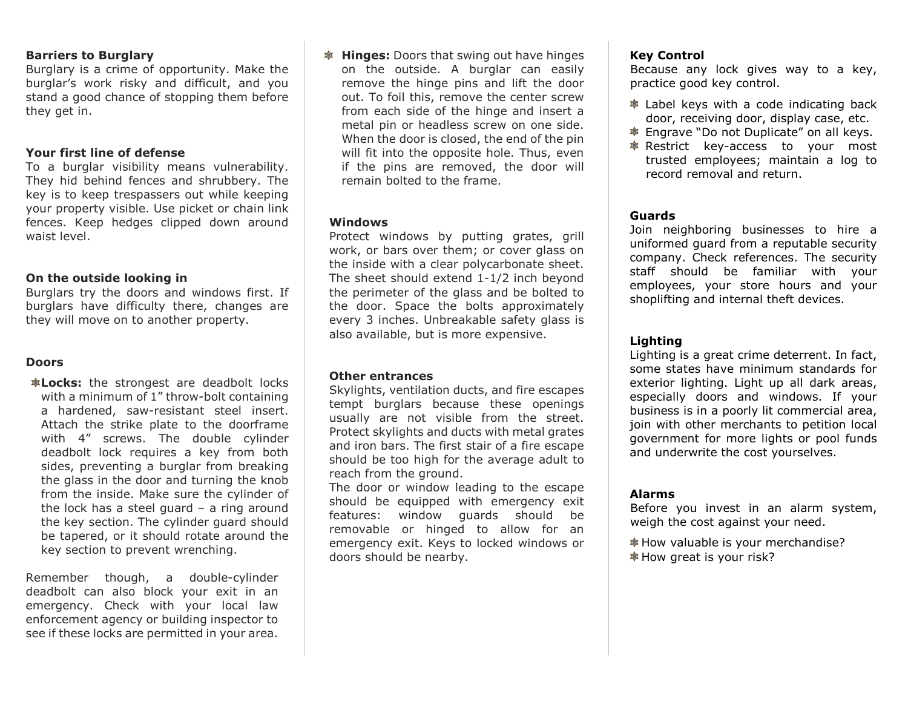**Barriers to Burglary**

Burglary is a crime of opportunity. Make the burglar's work risky and difficult, and you stand a good chance of stopping them before they get in.

**Your first line of defense**

To a burglar visibility means vulnerability. They hid behind fences and shrubbery. The key is to keep trespassers out while keeping your property visible. Use picket or chain link fences. Keep hedges clipped down around waist level.

**On the outside looking in**

Burglars try the doors and windows first. If burglars have difficulty there, changes are they will move on to another property.

**Doors**

- **Locks:** the strongest are deadbolt locks with a minimum of 1" throw-bolt containing a hardened, saw-resistant steel insert. Attach the strike plate to the doorframe with 4" screws. The double cylinder deadbolt lock requires a key from both sides, preventing a burglar from breaking the glass in the door and turning the knob from the inside. Make sure the cylinder of the lock has a steel guard – a ring around the key section. The cylinder guard should be tapered, or it should rotate around the key section to prevent wrenching.

Remember though, a double-cylinder deadbolt can also block your exit in an emergency. Check with your local law enforcement agency or building inspector to see if these locks are permitted in your area.

- **Hinges:** Doors that swing out have hinges on the outside. A burglar can easily remove the hinge pins and lift the door out. To foil this, remove the center screw from each side of the hinge and insert a metal pin or headless screw on one side. When the door is closed, the end of the pin will fit into the opposite hole. Thus, even if the pins are removed, the door will remain bolted to the frame.

**Windows**

Protect windows by putting grates, grill work, or bars over them; or cover glass on the inside with a clear polycarbonate sheet. The sheet should extend 1-1/2 inch beyond the perimeter of the glass and be bolted to the door. Space the bolts approximately every 3 inches. Unbreakable safety glass is also available, but is more expensive.

**Other entrances**

Skylights, ventilation ducts, and fire escapes tempt burglars because these openings usually are not visible from the street. Protect skylights and ducts with metal grates and iron bars. The first stair of a fire escape should be too high for the average adult to reach from the ground.

The door or window leading to the escape should be equipped with emergency exit features: window guards should be removable or hinged to allow for an emergency exit. Keys to locked windows or doors should be nearby.

**Key Control**

Because any lock gives way to a key, practice good key control.

- Label keys with a code indicating back door, receiving door, display case, etc.
- Engrave "Do not Duplicate" on all keys.
- Restrict key-access to your most trusted employees; maintain a log to record removal and return.

**Guards**

Join neighboring businesses to hire a uniformed guard from a reputable security company. Check references. The security staff should be familiar with your employees, your store hours and your shoplifting and internal theft devices.

**Lighting**

Lighting is a great crime deterrent. In fact, some states have minimum standards for exterior lighting. Light up all dark areas, especially doors and windows. If your business is in a poorly lit commercial area, join with other merchants to petition local government for more lights or pool funds and underwrite the cost yourselves.

**Alarms**

Before you invest in an alarm system, weigh the cost against your need.

- How valuable is your merchandise?
- How great is your risk?